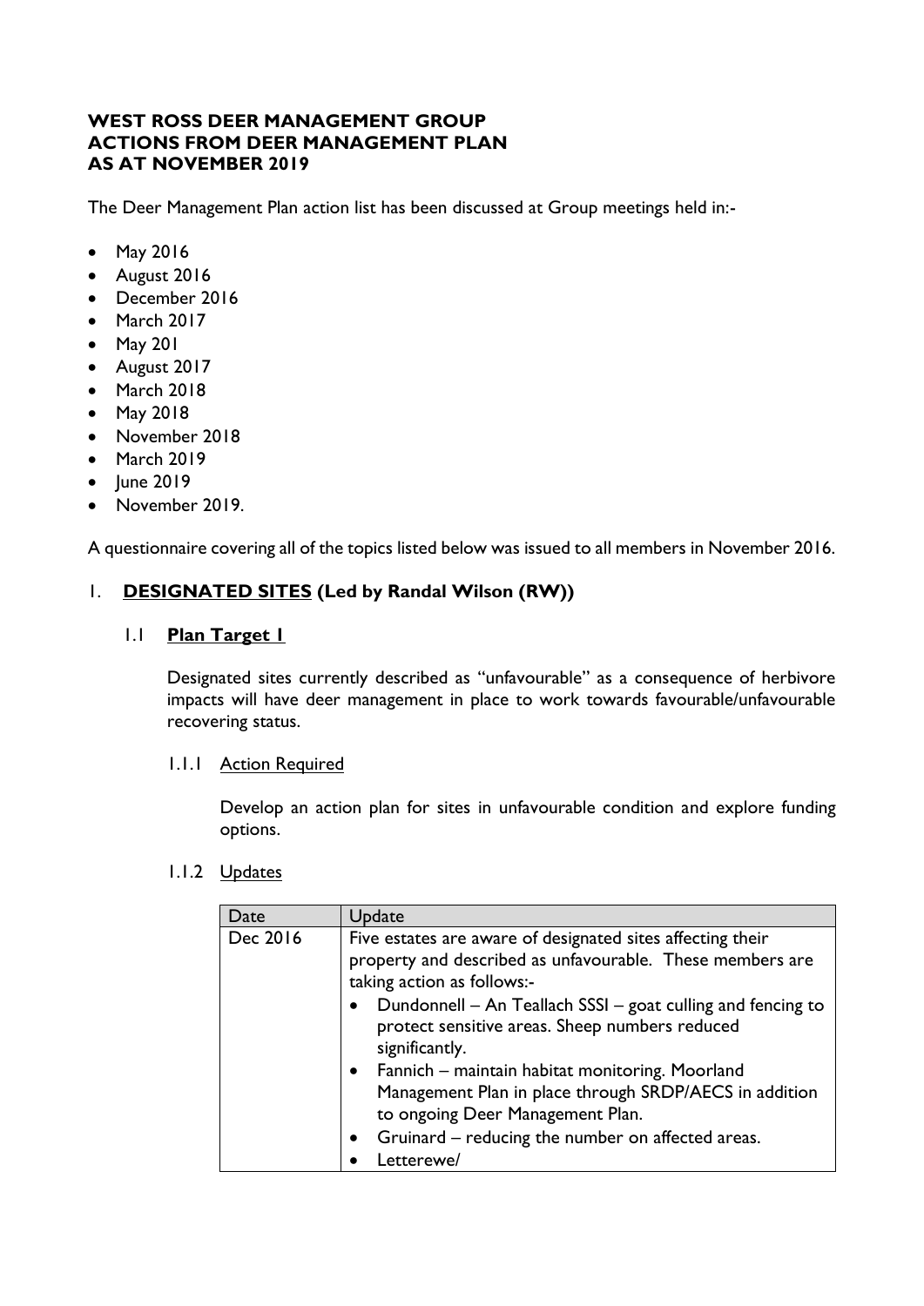**WEST ROSS DEER MANAGEMENT GROUP**
**ACTIONS FROM DEER MANAGEMENT PLAN**
**AS AT NOVEMBER 2019**

The Deer Management Plan action list has been discussed at Group meetings held in:-

- May 2016
- August 2016
- December 2016
- March 2017
- May 201
- August 2017
- March 2018
- May 2018
- November 2018
- March 2019
- June 2019
- November 2019.

A questionnaire covering all of the topics listed below was issued to all members in November 2016.

## 1. **DESIGNATED SITES (Led by Randal Wilson (RW))**

### 1.1 **Plan Target 1**

Designated sites currently described as "unfavourable" as a consequence of herbivore impacts will have deer management in place to work towards favourable/unfavourable recovering status.

#### 1.1.1 Action Required

Develop an action plan for sites in unfavourable condition and explore funding options.

#### 1.1.2 Updates

| Date | Update |
|---|---|
| Dec 2016 | Five estates are aware of designated sites affecting their property and described as unfavourable. These members are taking action as follows:-<br>• Dundonnell – An Teallach SSSI – goat culling and fencing to protect sensitive areas. Sheep numbers reduced significantly.<br>• Fannich – maintain habitat monitoring. Moorland Management Plan in place through SRDP/AECS in addition to ongoing Deer Management Plan.<br>• Gruinard – reducing the number on affected areas.<br>• Letterewe/ |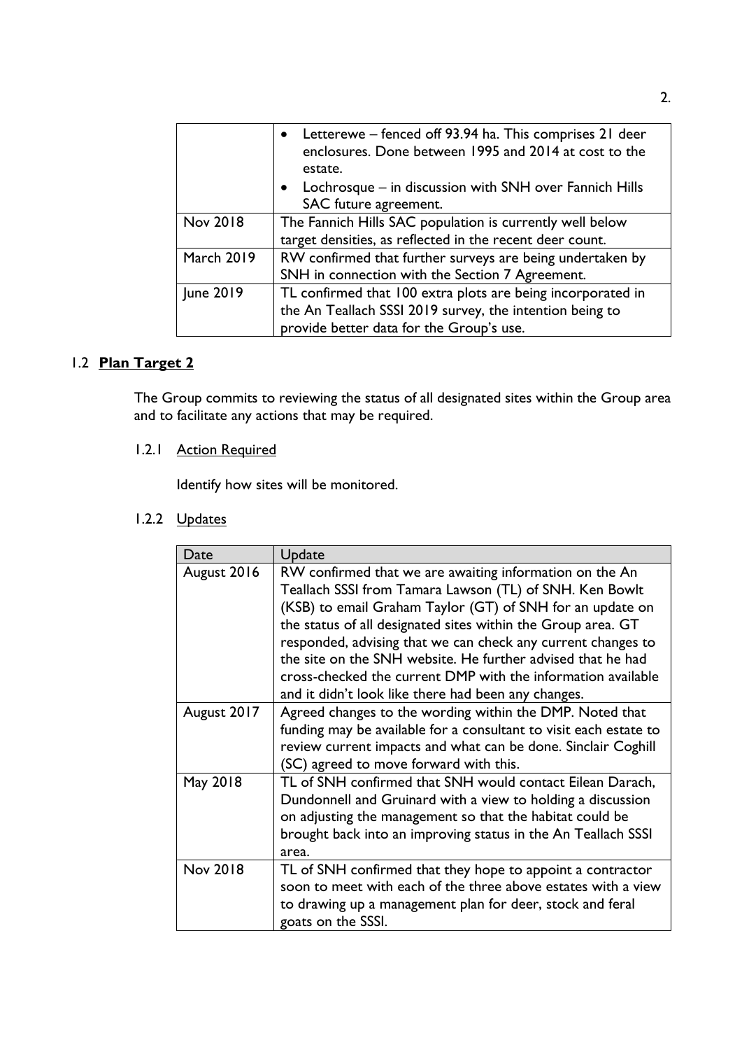| | |
|---|---|
| | • Letterewe – fenced off 93.94 ha. This comprises 21 deer enclosures. Done between 1995 and 2014 at cost to the estate.<br>• Lochrosque – in discussion with SNH over Fannich Hills SAC future agreement. |
| Nov 2018 | The Fannich Hills SAC population is currently well below target densities, as reflected in the recent deer count. |
| March 2019 | RW confirmed that further surveys are being undertaken by SNH in connection with the Section 7 Agreement. |
| June 2019 | TL confirmed that 100 extra plots are being incorporated in the An Teallach SSSI 2019 survey, the intention being to provide better data for the Group's use. |

## 1.2 **Plan Target 2**

The Group commits to reviewing the status of all designated sites within the Group area and to facilitate any actions that may be required.

### 1.2.1 Action Required

Identify how sites will be monitored.

### 1.2.2 Updates

| Date | Update |
|---|---|
| August 2016 | RW confirmed that we are awaiting information on the An Teallach SSSI from Tamara Lawson (TL) of SNH. Ken Bowlt (KSB) to email Graham Taylor (GT) of SNH for an update on the status of all designated sites within the Group area. GT responded, advising that we can check any current changes to the site on the SNH website. He further advised that he had cross-checked the current DMP with the information available and it didn't look like there had been any changes. |
| August 2017 | Agreed changes to the wording within the DMP. Noted that funding may be available for a consultant to visit each estate to review current impacts and what can be done. Sinclair Coghill (SC) agreed to move forward with this. |
| May 2018 | TL of SNH confirmed that SNH would contact Eilean Darach, Dundonnell and Gruinard with a view to holding a discussion on adjusting the management so that the habitat could be brought back into an improving status in the An Teallach SSSI area. |
| Nov 2018 | TL of SNH confirmed that they hope to appoint a contractor soon to meet with each of the three above estates with a view to drawing up a management plan for deer, stock and feral goats on the SSSI. |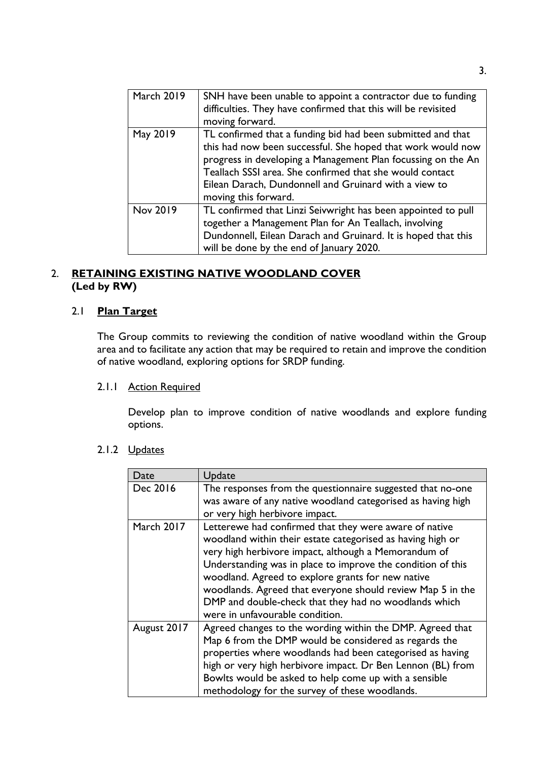| | |
|---|---|
| March 2019 | SNH have been unable to appoint a contractor due to funding difficulties. They have confirmed that this will be revisited moving forward. |
| May 2019 | TL confirmed that a funding bid had been submitted and that this had now been successful. She hoped that work would now progress in developing a Management Plan focussing on the An Teallach SSSI area. She confirmed that she would contact Eilean Darach, Dundonnell and Gruinard with a view to moving this forward. |
| Nov 2019 | TL confirmed that Linzi Seivwright has been appointed to pull together a Management Plan for An Teallach, involving Dundonnell, Eilean Darach and Gruinard. It is hoped that this will be done by the end of January 2020. |

## 2. **RETAINING EXISTING NATIVE WOODLAND COVER (Led by RW)**

### 2.1 **Plan Target**

The Group commits to reviewing the condition of native woodland within the Group area and to facilitate any action that may be required to retain and improve the condition of native woodland, exploring options for SRDP funding.

#### 2.1.1 Action Required

Develop plan to improve condition of native woodlands and explore funding options.

#### 2.1.2 Updates

| Date | Update |
|---|---|
| Dec 2016 | The responses from the questionnaire suggested that no-one was aware of any native woodland categorised as having high or very high herbivore impact. |
| March 2017 | Letterewe had confirmed that they were aware of native woodland within their estate categorised as having high or very high herbivore impact, although a Memorandum of Understanding was in place to improve the condition of this woodland. Agreed to explore grants for new native woodlands. Agreed that everyone should review Map 5 in the DMP and double-check that they had no woodlands which were in unfavourable condition. |
| August 2017 | Agreed changes to the wording within the DMP. Agreed that Map 6 from the DMP would be considered as regards the properties where woodlands had been categorised as having high or very high herbivore impact. Dr Ben Lennon (BL) from Bowlts would be asked to help come up with a sensible methodology for the survey of these woodlands. |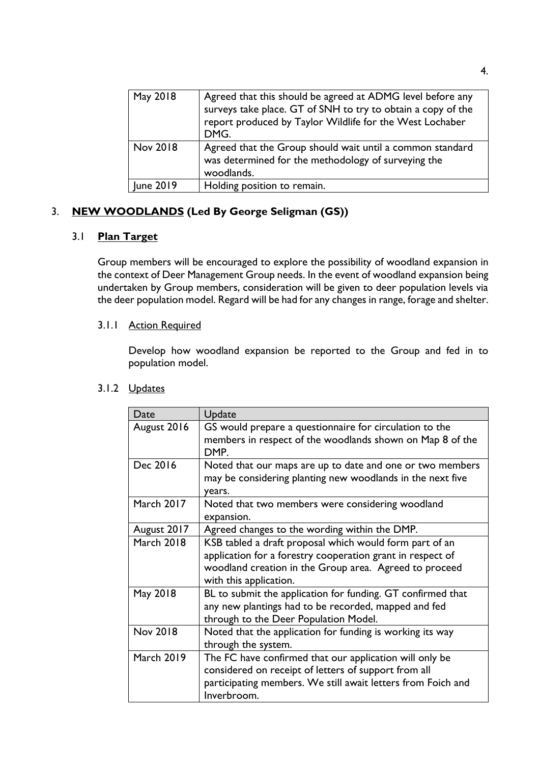| | |
|---|---|
| May 2018 | Agreed that this should be agreed at ADMG level before any surveys take place. GT of SNH to try to obtain a copy of the report produced by Taylor Wildlife for the West Lochaber DMG. |
| Nov 2018 | Agreed that the Group should wait until a common standard was determined for the methodology of surveying the woodlands. |
| June 2019 | Holding position to remain. |

## 3. **NEW WOODLANDS (Led By George Seligman (GS))**

### 3.1 **Plan Target**

Group members will be encouraged to explore the possibility of woodland expansion in the context of Deer Management Group needs. In the event of woodland expansion being undertaken by Group members, consideration will be given to deer population levels via the deer population model. Regard will be had for any changes in range, forage and shelter.

#### 3.1.1 Action Required

Develop how woodland expansion be reported to the Group and fed in to population model.

#### 3.1.2 Updates

| Date | Update |
|---|---|
| August 2016 | GS would prepare a questionnaire for circulation to the members in respect of the woodlands shown on Map 8 of the DMP. |
| Dec 2016 | Noted that our maps are up to date and one or two members may be considering planting new woodlands in the next five years. |
| March 2017 | Noted that two members were considering woodland expansion. |
| August 2017 | Agreed changes to the wording within the DMP. |
| March 2018 | KSB tabled a draft proposal which would form part of an application for a forestry cooperation grant in respect of woodland creation in the Group area. Agreed to proceed with this application. |
| May 2018 | BL to submit the application for funding. GT confirmed that any new plantings had to be recorded, mapped and fed through to the Deer Population Model. |
| Nov 2018 | Noted that the application for funding is working its way through the system. |
| March 2019 | The FC have confirmed that our application will only be considered on receipt of letters of support from all participating members. We still await letters from Foich and Inverbroom. |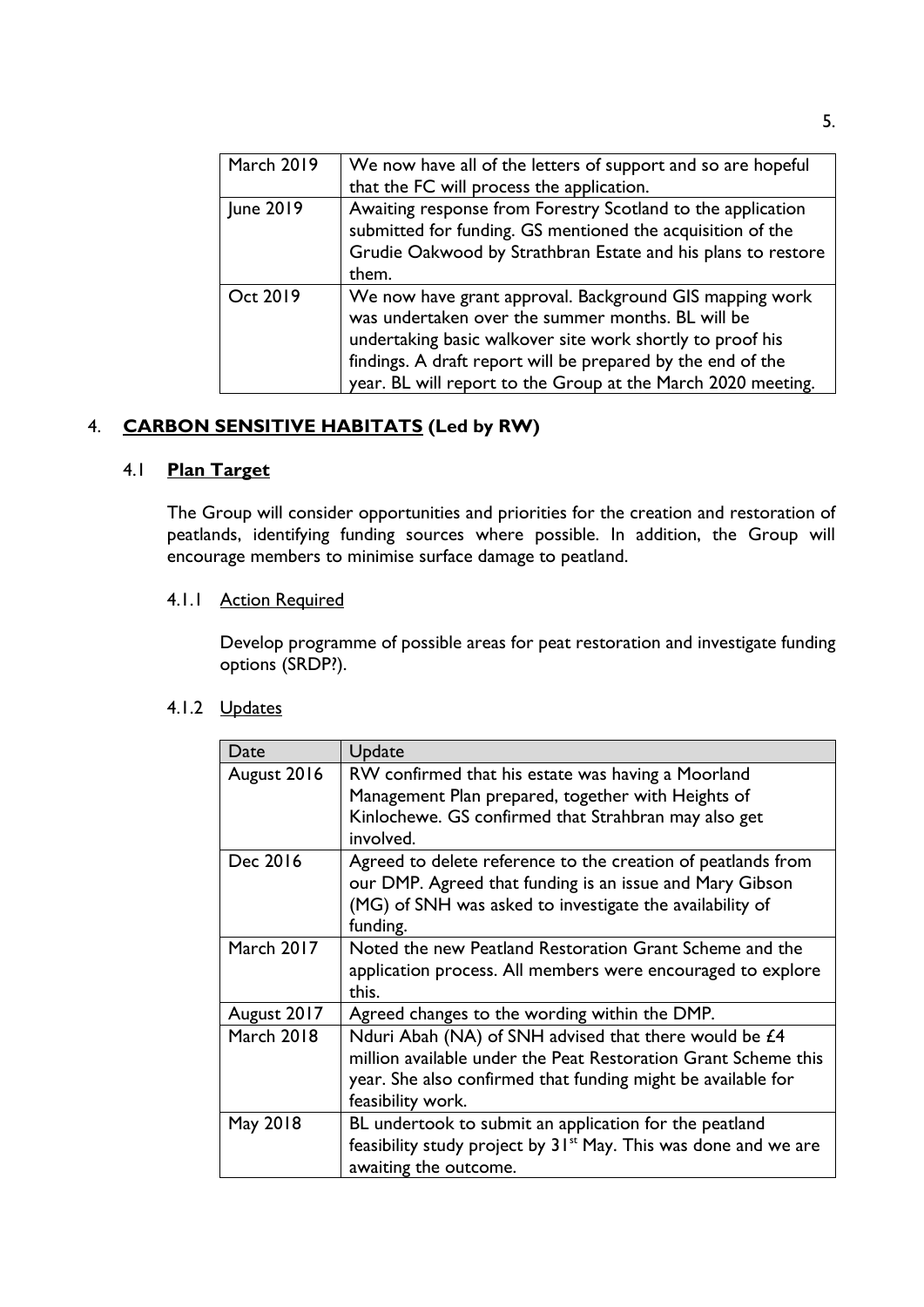| | |
|---|---|
| March 2019 | We now have all of the letters of support and so are hopeful that the FC will process the application. |
| June 2019 | Awaiting response from Forestry Scotland to the application submitted for funding. GS mentioned the acquisition of the Grudie Oakwood by Strathbran Estate and his plans to restore them. |
| Oct 2019 | We now have grant approval. Background GIS mapping work was undertaken over the summer months. BL will be undertaking basic walkover site work shortly to proof his findings. A draft report will be prepared by the end of the year. BL will report to the Group at the March 2020 meeting. |

## 4. CARBON SENSITIVE HABITATS (Led by RW)

### 4.1 Plan Target

The Group will consider opportunities and priorities for the creation and restoration of peatlands, identifying funding sources where possible. In addition, the Group will encourage members to minimise surface damage to peatland.

#### 4.1.1 Action Required

Develop programme of possible areas for peat restoration and investigate funding options (SRDP?).

#### 4.1.2 Updates

| Date | Update |
|---|---|
| August 2016 | RW confirmed that his estate was having a Moorland Management Plan prepared, together with Heights of Kinlochewe. GS confirmed that Strahbran may also get involved. |
| Dec 2016 | Agreed to delete reference to the creation of peatlands from our DMP. Agreed that funding is an issue and Mary Gibson (MG) of SNH was asked to investigate the availability of funding. |
| March 2017 | Noted the new Peatland Restoration Grant Scheme and the application process. All members were encouraged to explore this. |
| August 2017 | Agreed changes to the wording within the DMP. |
| March 2018 | Nduri Abah (NA) of SNH advised that there would be £4 million available under the Peat Restoration Grant Scheme this year. She also confirmed that funding might be available for feasibility work. |
| May 2018 | BL undertook to submit an application for the peatland feasibility study project by 31st May. This was done and we are awaiting the outcome. |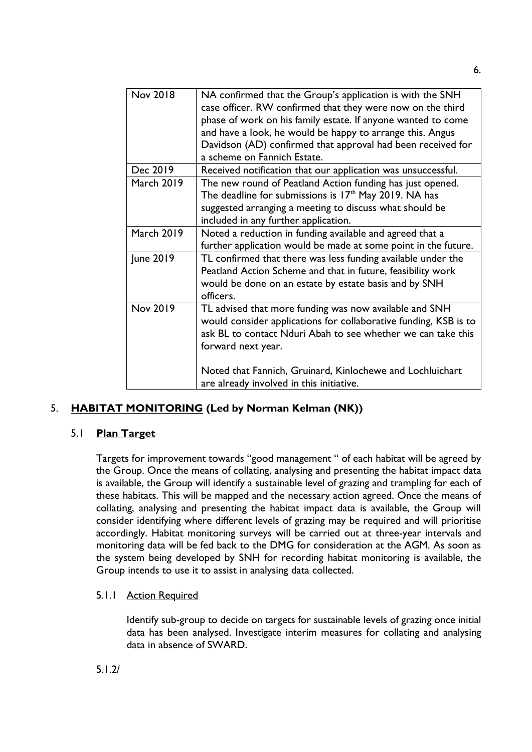| Nov 2018 | NA confirmed that the Group's application is with the SNH case officer. RW confirmed that they were now on the third phase of work on his family estate. If anyone wanted to come and have a look, he would be happy to arrange this. Angus Davidson (AD) confirmed that approval had been received for a scheme on Fannich Estate. |
|---|---|
| Dec 2019 | Received notification that our application was unsuccessful. |
| March 2019 | The new round of Peatland Action funding has just opened. The deadline for submissions is 17th May 2019. NA has suggested arranging a meeting to discuss what should be included in any further application. |
| March 2019 | Noted a reduction in funding available and agreed that a further application would be made at some point in the future. |
| June 2019 | TL confirmed that there was less funding available under the Peatland Action Scheme and that in future, feasibility work would be done on an estate by estate basis and by SNH officers. |
| Nov 2019 | TL advised that more funding was now available and SNH would consider applications for collaborative funding, KSB is to ask BL to contact Nduri Abah to see whether we can take this forward next year.<br><br>Noted that Fannich, Gruinard, Kinlochewe and Lochluichart are already involved in this initiative. |

## 5. **HABITAT MONITORING (Led by Norman Kelman (NK))**

### 5.1 **Plan Target**

Targets for improvement towards "good management " of each habitat will be agreed by the Group. Once the means of collating, analysing and presenting the habitat impact data is available, the Group will identify a sustainable level of grazing and trampling for each of these habitats. This will be mapped and the necessary action agreed. Once the means of collating, analysing and presenting the habitat impact data is available, the Group will consider identifying where different levels of grazing may be required and will prioritise accordingly. Habitat monitoring surveys will be carried out at three-year intervals and monitoring data will be fed back to the DMG for consideration at the AGM. As soon as the system being developed by SNH for recording habitat monitoring is available, the Group intends to use it to assist in analysing data collected.

#### 5.1.1 Action Required

Identify sub-group to decide on targets for sustainable levels of grazing once initial data has been analysed. Investigate interim measures for collating and analysing data in absence of SWARD.

5.1.2/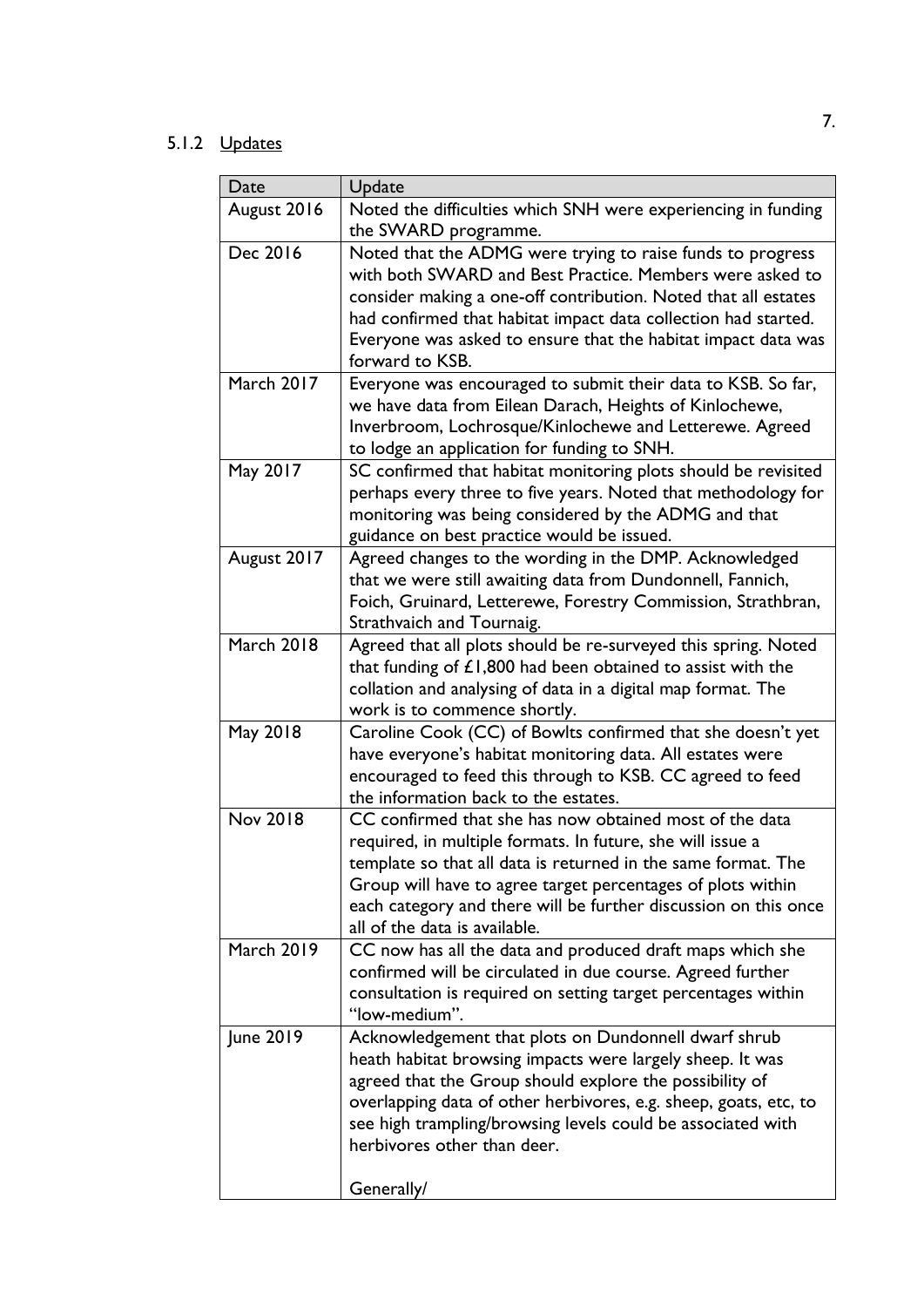### 5.1.2 Updates

| Date | Update |
|---|---|
| August 2016 | Noted the difficulties which SNH were experiencing in funding the SWARD programme. |
| Dec 2016 | Noted that the ADMG were trying to raise funds to progress with both SWARD and Best Practice. Members were asked to consider making a one-off contribution. Noted that all estates had confirmed that habitat impact data collection had started. Everyone was asked to ensure that the habitat impact data was forward to KSB. |
| March 2017 | Everyone was encouraged to submit their data to KSB. So far, we have data from Eilean Darach, Heights of Kinlochewe, Inverbroom, Lochrosque/Kinlochewe and Letterewe. Agreed to lodge an application for funding to SNH. |
| May 2017 | SC confirmed that habitat monitoring plots should be revisited perhaps every three to five years. Noted that methodology for monitoring was being considered by the ADMG and that guidance on best practice would be issued. |
| August 2017 | Agreed changes to the wording in the DMP. Acknowledged that we were still awaiting data from Dundonnell, Fannich, Foich, Gruinard, Letterewe, Forestry Commission, Strathbran, Strathvaich and Tournaig. |
| March 2018 | Agreed that all plots should be re-surveyed this spring. Noted that funding of £1,800 had been obtained to assist with the collation and analysing of data in a digital map format. The work is to commence shortly. |
| May 2018 | Caroline Cook (CC) of Bowlts confirmed that she doesn't yet have everyone's habitat monitoring data. All estates were encouraged to feed this through to KSB. CC agreed to feed the information back to the estates. |
| Nov 2018 | CC confirmed that she has now obtained most of the data required, in multiple formats. In future, she will issue a template so that all data is returned in the same format. The Group will have to agree target percentages of plots within each category and there will be further discussion on this once all of the data is available. |
| March 2019 | CC now has all the data and produced draft maps which she confirmed will be circulated in due course. Agreed further consultation is required on setting target percentages within "low-medium". |
| June 2019 | Acknowledgement that plots on Dundonnell dwarf shrub heath habitat browsing impacts were largely sheep. It was agreed that the Group should explore the possibility of overlapping data of other herbivores, e.g. sheep, goats, etc, to see high trampling/browsing levels could be associated with herbivores other than deer.<br><br>Generally/ |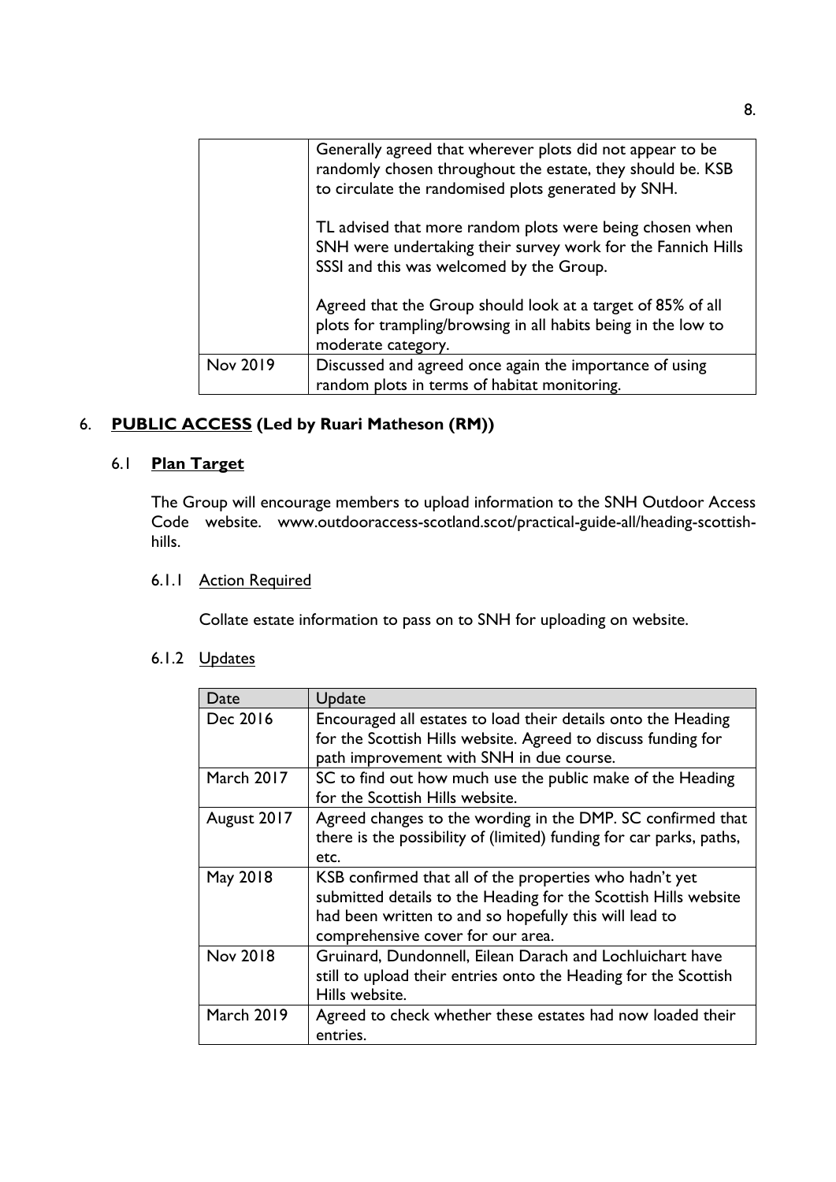| | |
|---|---|
| | Generally agreed that wherever plots did not appear to be randomly chosen throughout the estate, they should be. KSB to circulate the randomised plots generated by SNH.<br><br>TL advised that more random plots were being chosen when SNH were undertaking their survey work for the Fannich Hills SSSI and this was welcomed by the Group.<br><br>Agreed that the Group should look at a target of 85% of all plots for trampling/browsing in all habits being in the low to moderate category. |
| Nov 2019 | Discussed and agreed once again the importance of using random plots in terms of habitat monitoring. |

## 6. **PUBLIC ACCESS (Led by Ruari Matheson (RM))**

### 6.1 **Plan Target**

The Group will encourage members to upload information to the SNH Outdoor Access Code website. www.outdooraccess-scotland.scot/practical-guide-all/heading-scottish-hills.

#### 6.1.1 Action Required

Collate estate information to pass on to SNH for uploading on website.

#### 6.1.2 Updates

| Date | Update |
|---|---|
| Dec 2016 | Encouraged all estates to load their details onto the Heading for the Scottish Hills website. Agreed to discuss funding for path improvement with SNH in due course. |
| March 2017 | SC to find out how much use the public make of the Heading for the Scottish Hills website. |
| August 2017 | Agreed changes to the wording in the DMP. SC confirmed that there is the possibility of (limited) funding for car parks, paths, etc. |
| May 2018 | KSB confirmed that all of the properties who hadn't yet submitted details to the Heading for the Scottish Hills website had been written to and so hopefully this will lead to comprehensive cover for our area. |
| Nov 2018 | Gruinard, Dundonnell, Eilean Darach and Lochluichart have still to upload their entries onto the Heading for the Scottish Hills website. |
| March 2019 | Agreed to check whether these estates had now loaded their entries. |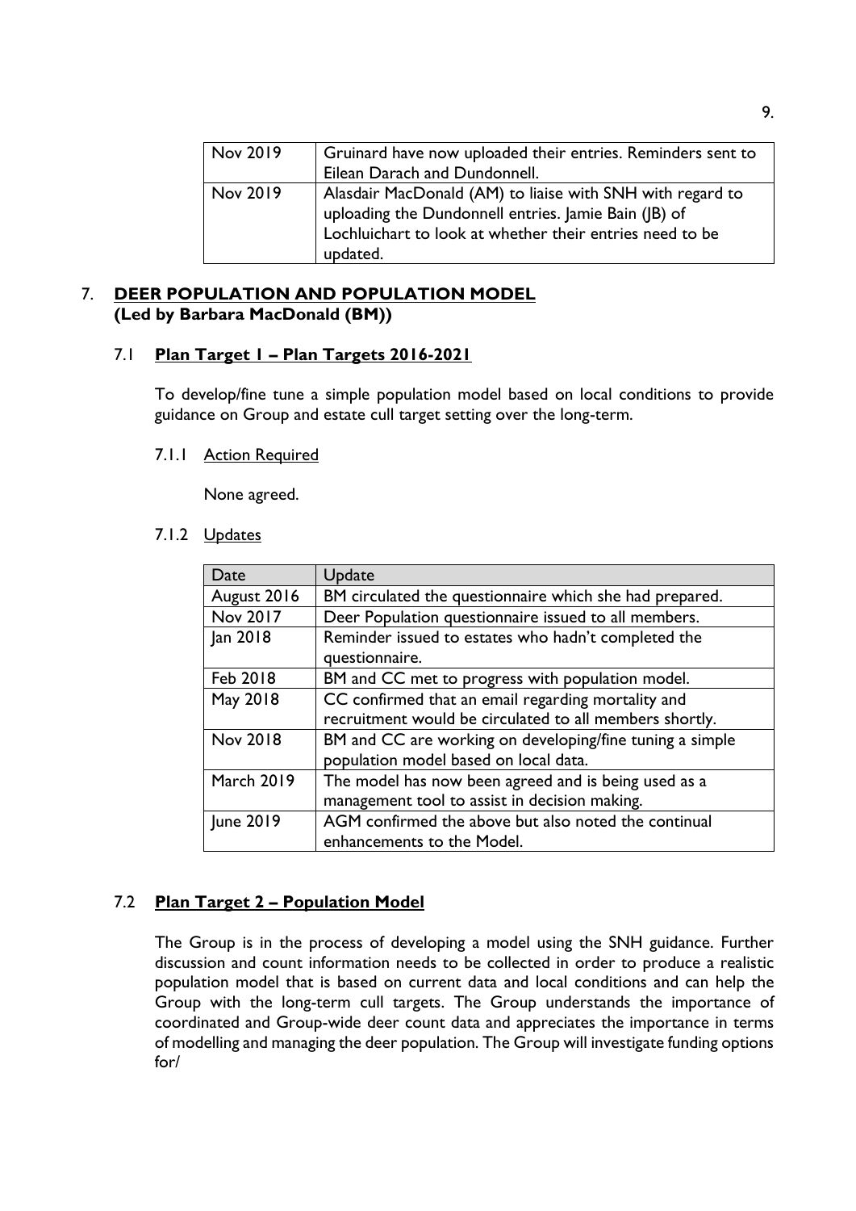| Nov 2019 | Gruinard have now uploaded their entries. Reminders sent to Eilean Darach and Dundonnell. |
|---|---|
| Nov 2019 | Alasdair MacDonald (AM) to liaise with SNH with regard to uploading the Dundonnell entries. Jamie Bain (JB) of Lochluichart to look at whether their entries need to be updated. |

## 7. DEER POPULATION AND POPULATION MODEL (Led by Barbara MacDonald (BM))

### 7.1 Plan Target 1 – Plan Targets 2016-2021

To develop/fine tune a simple population model based on local conditions to provide guidance on Group and estate cull target setting over the long-term.

#### 7.1.1 Action Required

None agreed.

#### 7.1.2 Updates

| Date | Update |
|---|---|
| August 2016 | BM circulated the questionnaire which she had prepared. |
| Nov 2017 | Deer Population questionnaire issued to all members. |
| Jan 2018 | Reminder issued to estates who hadn't completed the questionnaire. |
| Feb 2018 | BM and CC met to progress with population model. |
| May 2018 | CC confirmed that an email regarding mortality and recruitment would be circulated to all members shortly. |
| Nov 2018 | BM and CC are working on developing/fine tuning a simple population model based on local data. |
| March 2019 | The model has now been agreed and is being used as a management tool to assist in decision making. |
| June 2019 | AGM confirmed the above but also noted the continual enhancements to the Model. |

### 7.2 Plan Target 2 – Population Model

The Group is in the process of developing a model using the SNH guidance. Further discussion and count information needs to be collected in order to produce a realistic population model that is based on current data and local conditions and can help the Group with the long-term cull targets. The Group understands the importance of coordinated and Group-wide deer count data and appreciates the importance in terms of modelling and managing the deer population. The Group will investigate funding options for/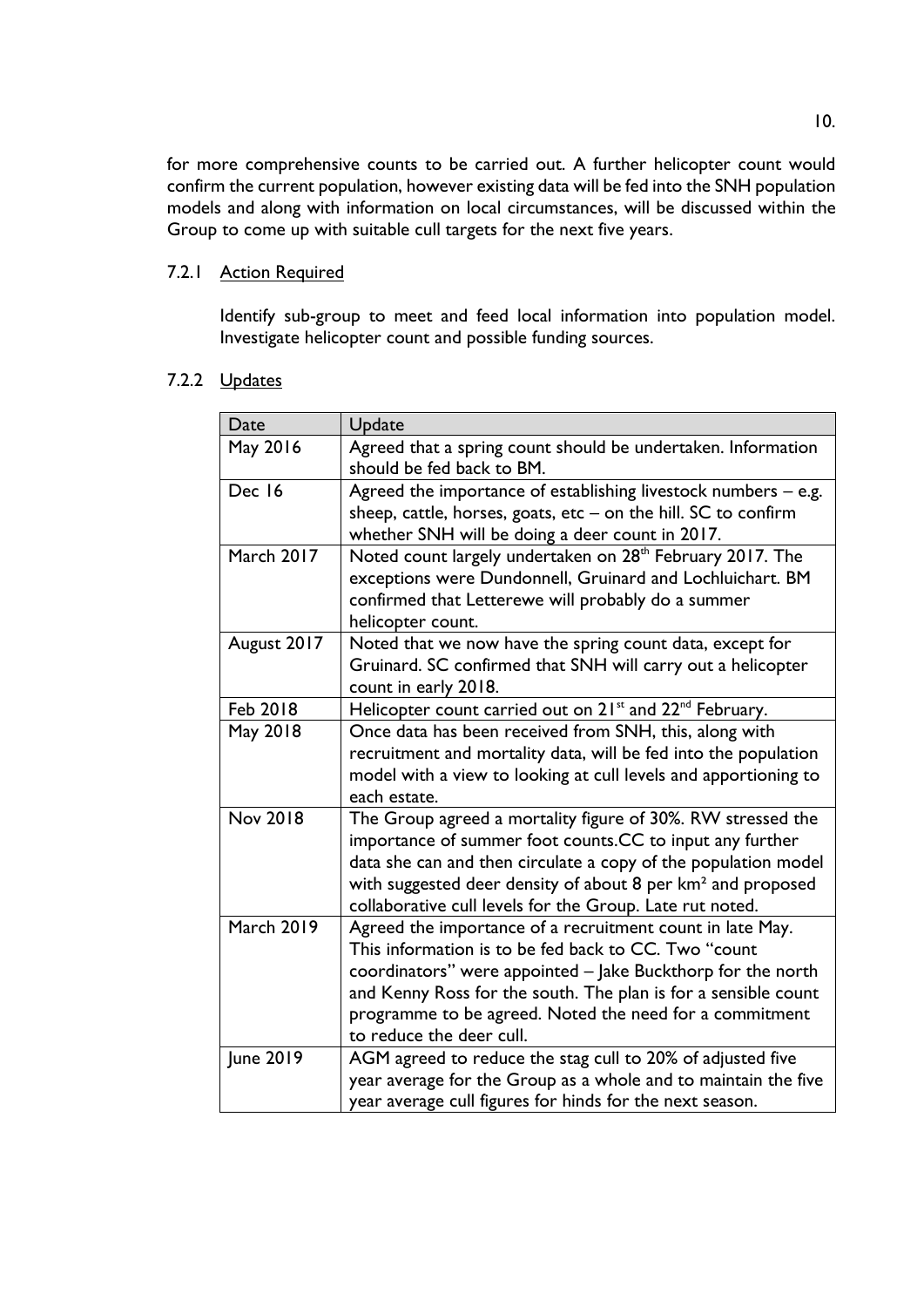for more comprehensive counts to be carried out. A further helicopter count would confirm the current population, however existing data will be fed into the SNH population models and along with information on local circumstances, will be discussed within the Group to come up with suitable cull targets for the next five years.

### 7.2.1 Action Required

Identify sub-group to meet and feed local information into population model. Investigate helicopter count and possible funding sources.

### 7.2.2 Updates

| Date | Update |
| --- | --- |
| May 2016 | Agreed that a spring count should be undertaken. Information should be fed back to BM. |
| Dec 16 | Agreed the importance of establishing livestock numbers – e.g. sheep, cattle, horses, goats, etc – on the hill. SC to confirm whether SNH will be doing a deer count in 2017. |
| March 2017 | Noted count largely undertaken on 28th February 2017. The exceptions were Dundonnell, Gruinard and Lochluichart. BM confirmed that Letterewe will probably do a summer helicopter count. |
| August 2017 | Noted that we now have the spring count data, except for Gruinard. SC confirmed that SNH will carry out a helicopter count in early 2018. |
| Feb 2018 | Helicopter count carried out on 21st and 22nd February. |
| May 2018 | Once data has been received from SNH, this, along with recruitment and mortality data, will be fed into the population model with a view to looking at cull levels and apportioning to each estate. |
| Nov 2018 | The Group agreed a mortality figure of 30%. RW stressed the importance of summer foot counts.CC to input any further data she can and then circulate a copy of the population model with suggested deer density of about 8 per $km^2$ and proposed collaborative cull levels for the Group. Late rut noted. |
| March 2019 | Agreed the importance of a recruitment count in late May. This information is to be fed back to CC. Two "count coordinators" were appointed – Jake Buckthorp for the north and Kenny Ross for the south. The plan is for a sensible count programme to be agreed. Noted the need for a commitment to reduce the deer cull. |
| June 2019 | AGM agreed to reduce the stag cull to 20% of adjusted five year average for the Group as a whole and to maintain the five year average cull figures for hinds for the next season. |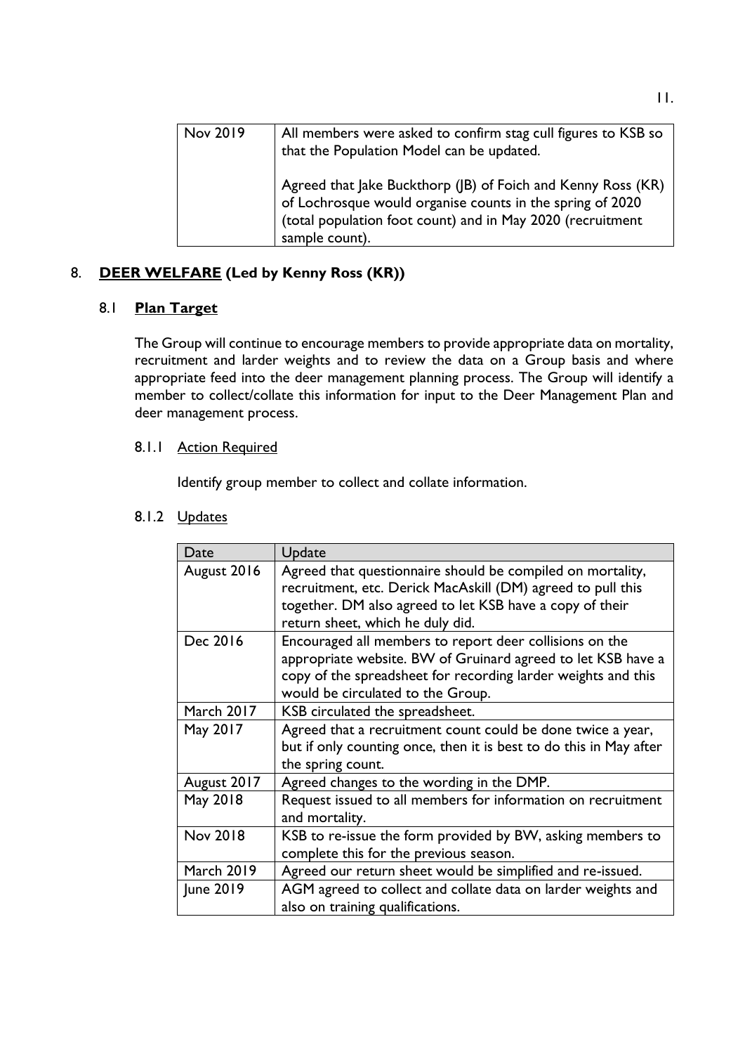| Nov 2019 | All members were asked to confirm stag cull figures to KSB so that the Population Model can be updated.<br><br>Agreed that Jake Buckthorp (JB) of Foich and Kenny Ross (KR) of Lochrosque would organise counts in the spring of 2020 (total population foot count) and in May 2020 (recruitment sample count). |
|---|---|

## 8. **DEER WELFARE (Led by Kenny Ross (KR))**

### 8.1 **Plan Target**

The Group will continue to encourage members to provide appropriate data on mortality, recruitment and larder weights and to review the data on a Group basis and where appropriate feed into the deer management planning process. The Group will identify a member to collect/collate this information for input to the Deer Management Plan and deer management process.

#### 8.1.1 Action Required

Identify group member to collect and collate information.

#### 8.1.2 Updates

| Date | Update |
|---|---|
| August 2016 | Agreed that questionnaire should be compiled on mortality, recruitment, etc. Derick MacAskill (DM) agreed to pull this together. DM also agreed to let KSB have a copy of their return sheet, which he duly did. |
| Dec 2016 | Encouraged all members to report deer collisions on the appropriate website. BW of Gruinard agreed to let KSB have a copy of the spreadsheet for recording larder weights and this would be circulated to the Group. |
| March 2017 | KSB circulated the spreadsheet. |
| May 2017 | Agreed that a recruitment count could be done twice a year, but if only counting once, then it is best to do this in May after the spring count. |
| August 2017 | Agreed changes to the wording in the DMP. |
| May 2018 | Request issued to all members for information on recruitment and mortality. |
| Nov 2018 | KSB to re-issue the form provided by BW, asking members to complete this for the previous season. |
| March 2019 | Agreed our return sheet would be simplified and re-issued. |
| June 2019 | AGM agreed to collect and collate data on larder weights and also on training qualifications. |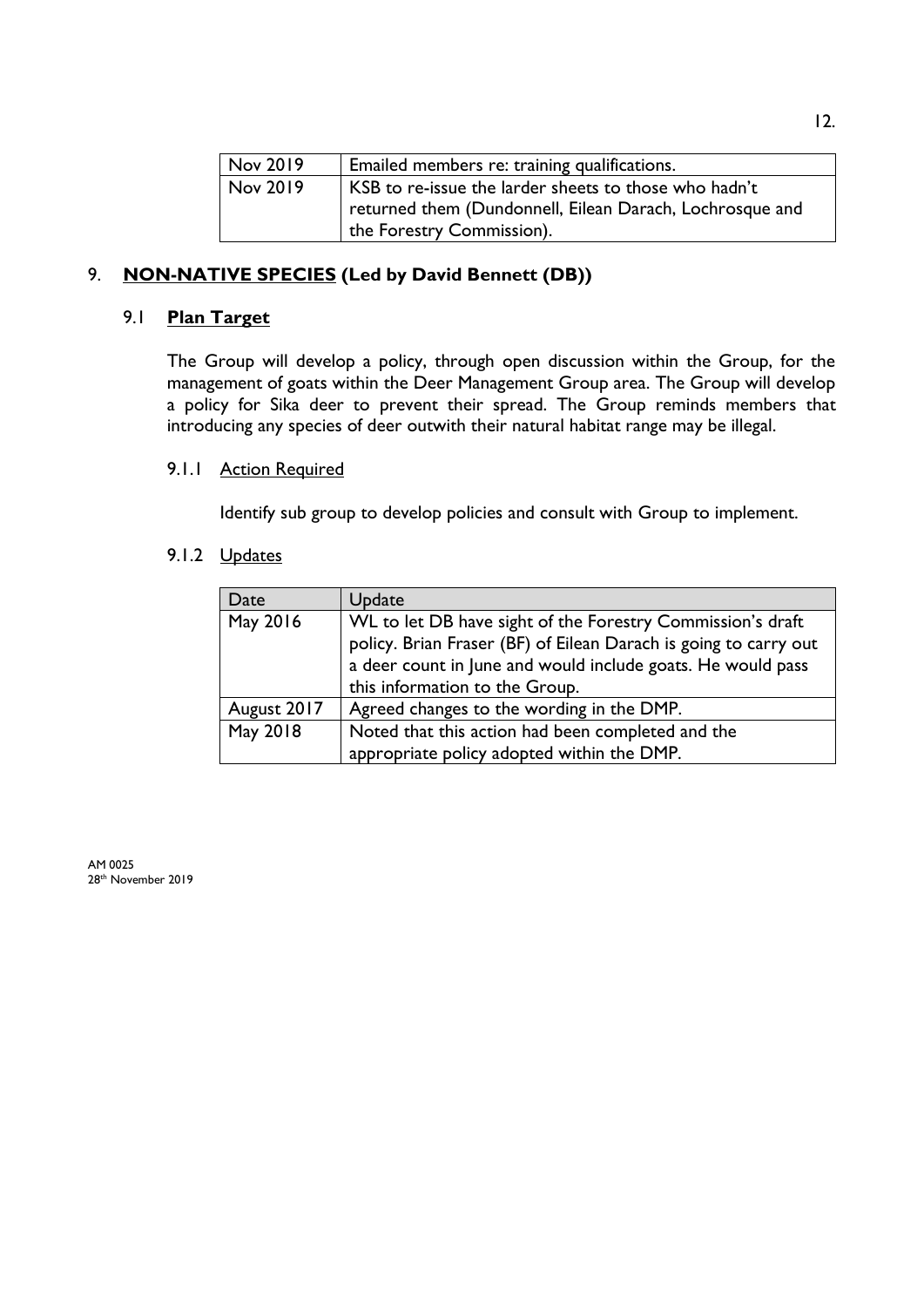| | |
|---|---|
| Nov 2019 | Emailed members re: training qualifications. |
| Nov 2019 | KSB to re-issue the larder sheets to those who hadn't returned them (Dundonnell, Eilean Darach, Lochrosque and the Forestry Commission). |

## 9. **NON-NATIVE SPECIES (Led by David Bennett (DB))**

### 9.1 **Plan Target**

The Group will develop a policy, through open discussion within the Group, for the management of goats within the Deer Management Group area. The Group will develop a policy for Sika deer to prevent their spread. The Group reminds members that introducing any species of deer outwith their natural habitat range may be illegal.

#### 9.1.1 Action Required

Identify sub group to develop policies and consult with Group to implement.

#### 9.1.2 Updates

| Date | Update |
|---|---|
| May 2016 | WL to let DB have sight of the Forestry Commission's draft policy. Brian Fraser (BF) of Eilean Darach is going to carry out a deer count in June and would include goats. He would pass this information to the Group. |
| August 2017 | Agreed changes to the wording in the DMP. |
| May 2018 | Noted that this action had been completed and the appropriate policy adopted within the DMP. |

AM 0025
28th November 2019